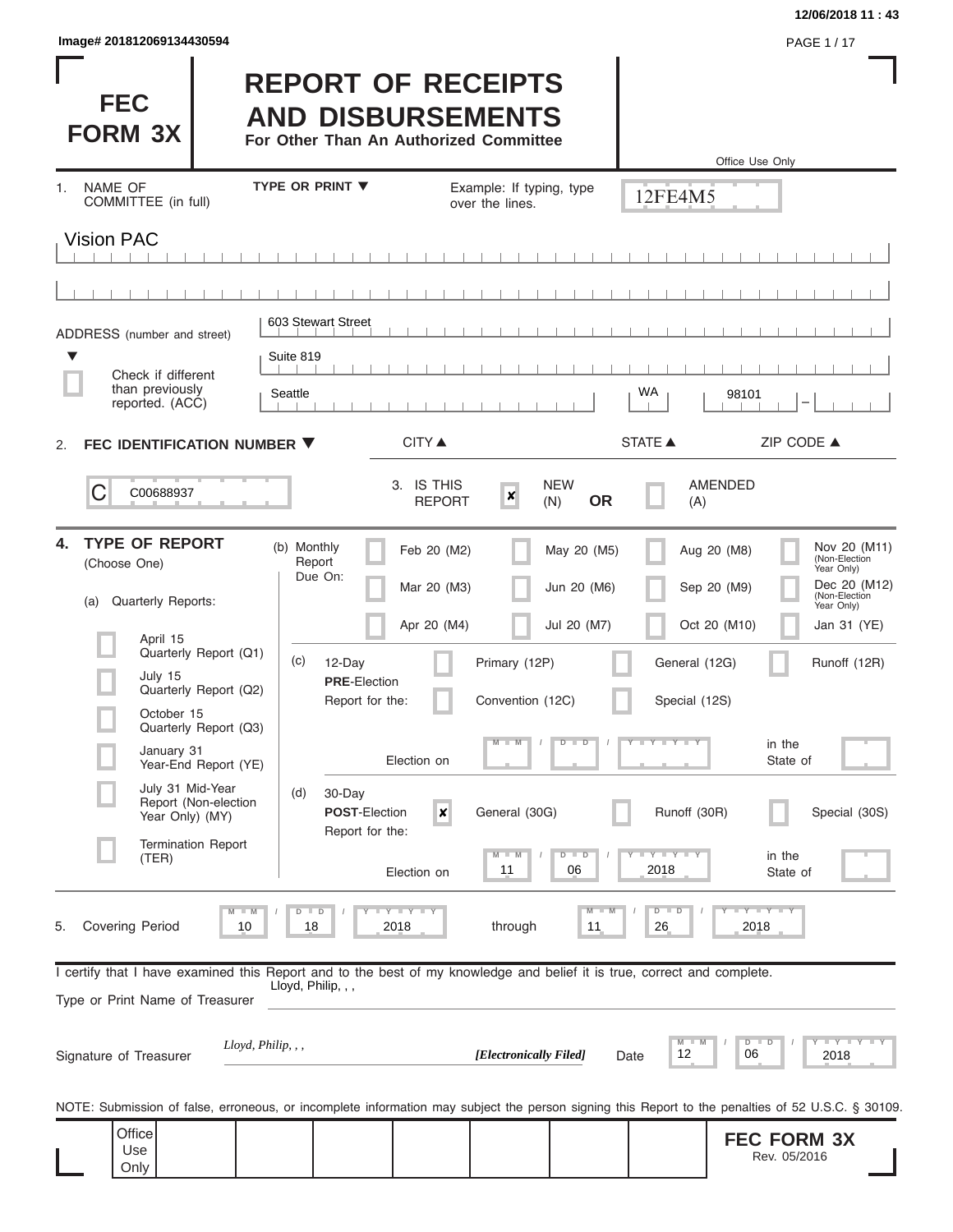Image# 201812069134430594

12/06/2018 11 : 43

# FEC FORM 3X

# REPORT OF RECEIPTS AND DISBURSEMENTS

**For Other Than An Authorized Committee**

Office Use Only

12FE4M5

1. NAME OF COMMITTEE (in full) — TYPE OR PRINT ▼ — Example: If typing, type over the lines.

Vision PAC

ADDRESS (number and street) ▼

603 Stewart Street

Suite 819

☐ Check if different than previously reported. (ACC)

| CITY ▲ | STATE ▲ | ZIP CODE ▲ |
|---|---|---|
| Seattle | WA | 98101 |

2. **FEC IDENTIFICATION NUMBER ▼**

C C00688937

3. IS THIS REPORT ☒ NEW (N) **OR** ☐ AMENDED (A)

4. **TYPE OF REPORT** (Choose One)

(a) Quarterly Reports:

- ☐ April 15 Quarterly Report (Q1)
- ☐ July 15 Quarterly Report (Q2)
- ☐ October 15 Quarterly Report (Q3)
- ☐ January 31 Year-End Report (YE)
- ☐ July 31 Mid-Year Report (Non-election Year Only) (MY)
- ☐ Termination Report (TER)

(b) Monthly Report Due On:

| | | | |
|---|---|---|---|
| ☐ Feb 20 (M2) | ☐ May 20 (M5) | ☐ Aug 20 (M8) | ☐ Nov 20 (M11) (Non-Election Year Only) |
| ☐ Mar 20 (M3) | ☐ Jun 20 (M6) | ☐ Sep 20 (M9) | ☐ Dec 20 (M12) (Non-Election Year Only) |
| ☐ Apr 20 (M4) | ☐ Jul 20 (M7) | ☐ Oct 20 (M10) | ☐ Jan 31 (YE) |

(c) 12-Day **PRE**-Election Report for the: ☐ Primary (12P) ☐ General (12G) ☐ Runoff (12R) ☐ Convention (12C) ☐ Special (12S)

Election on MM / DD / YYYY in the State of

(d) 30-Day **POST**-Election Report for the: ☒ General (30G) ☐ Runoff (30R) ☐ Special (30S)

Election on 11 / 06 / 2018 in the State of

5. Covering Period 10 / 18 / 2018 through 11 / 26 / 2018

I certify that I have examined this Report and to the best of my knowledge and belief it is true, correct and complete.

Type or Print Name of Treasurer: Lloyd, Philip, , ,

Signature of Treasurer: *Lloyd, Philip, , ,* ***[Electronically Filed]*** Date 12 / 06 / 2018

NOTE: Submission of false, erroneous, or incomplete information may subject the person signing this Report to the penalties of 52 U.S.C. § 30109.

Office Use Only

**FEC FORM 3X** Rev. 05/2016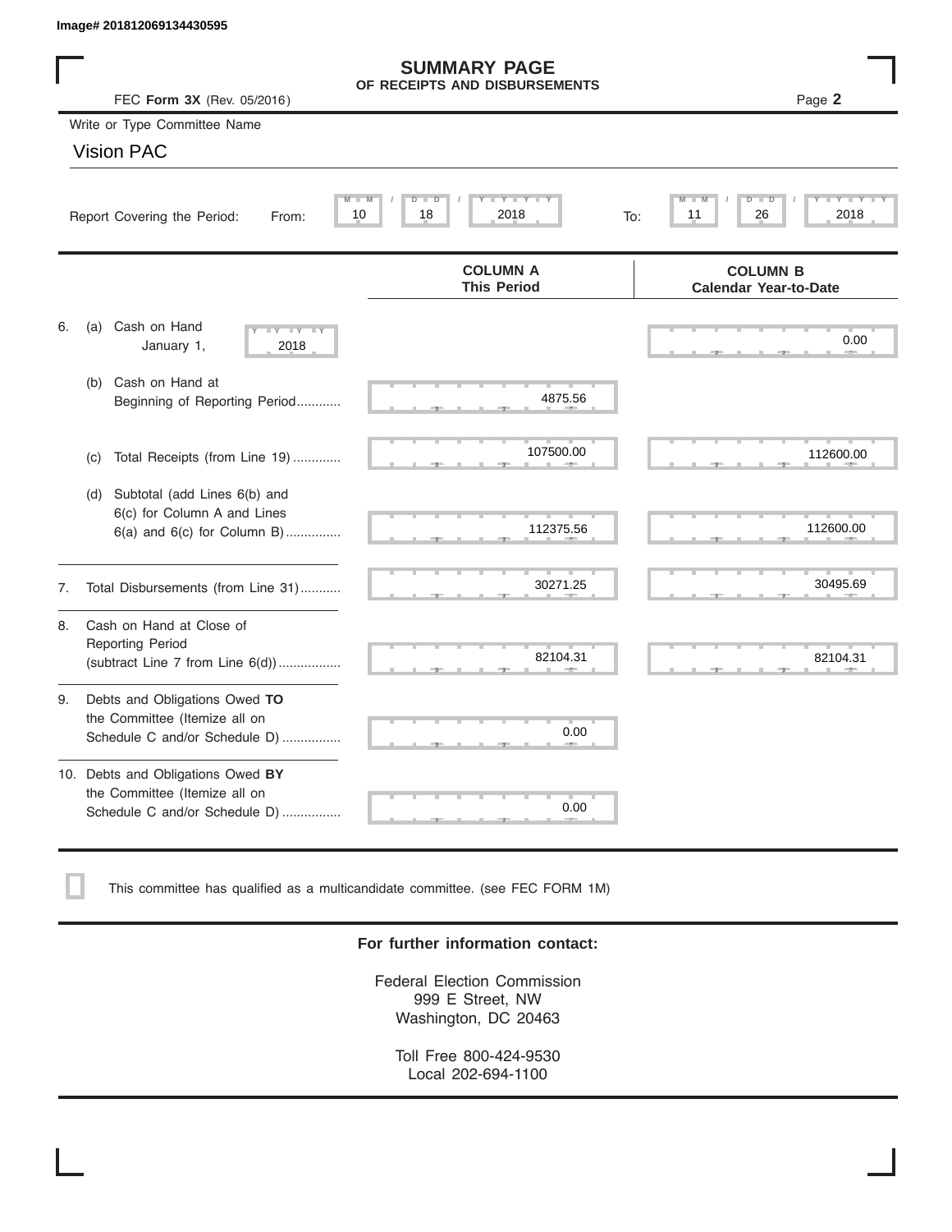Image# 201812069134430595

# SUMMARY PAGE
## OF RECEIPTS AND DISBURSEMENTS

FEC **Form 3X** (Rev. 05/2016)

Page **2**

Write or Type Committee Name

Vision PAC

Report Covering the Period: From: 10 / 18 / 2018 To: 11 / 26 / 2018

| | COLUMN A<br>This Period | COLUMN B<br>Calendar Year-to-Date |
|---|---|---|
| 6. (a) Cash on Hand January 1, 2018 | | 0.00 |
| (b) Cash on Hand at Beginning of Reporting Period | 4875.56 | |
| (c) Total Receipts (from Line 19) | 107500.00 | 112600.00 |
| (d) Subtotal (add Lines 6(b) and 6(c) for Column A and Lines 6(a) and 6(c) for Column B) | 112375.56 | 112600.00 |
| 7. Total Disbursements (from Line 31) | 30271.25 | 30495.69 |
| 8. Cash on Hand at Close of Reporting Period (subtract Line 7 from Line 6(d)) | 82104.31 | 82104.31 |
| 9. Debts and Obligations Owed **TO** the Committee (Itemize all on Schedule C and/or Schedule D) | 0.00 | |
| 10. Debts and Obligations Owed **BY** the Committee (Itemize all on Schedule C and/or Schedule D) | 0.00 | |

☐ This committee has qualified as a multicandidate committee. (see FEC FORM 1M)

**For further information contact:**

Federal Election Commission
999 E Street, NW
Washington, DC 20463

Toll Free 800-424-9530
Local 202-694-1100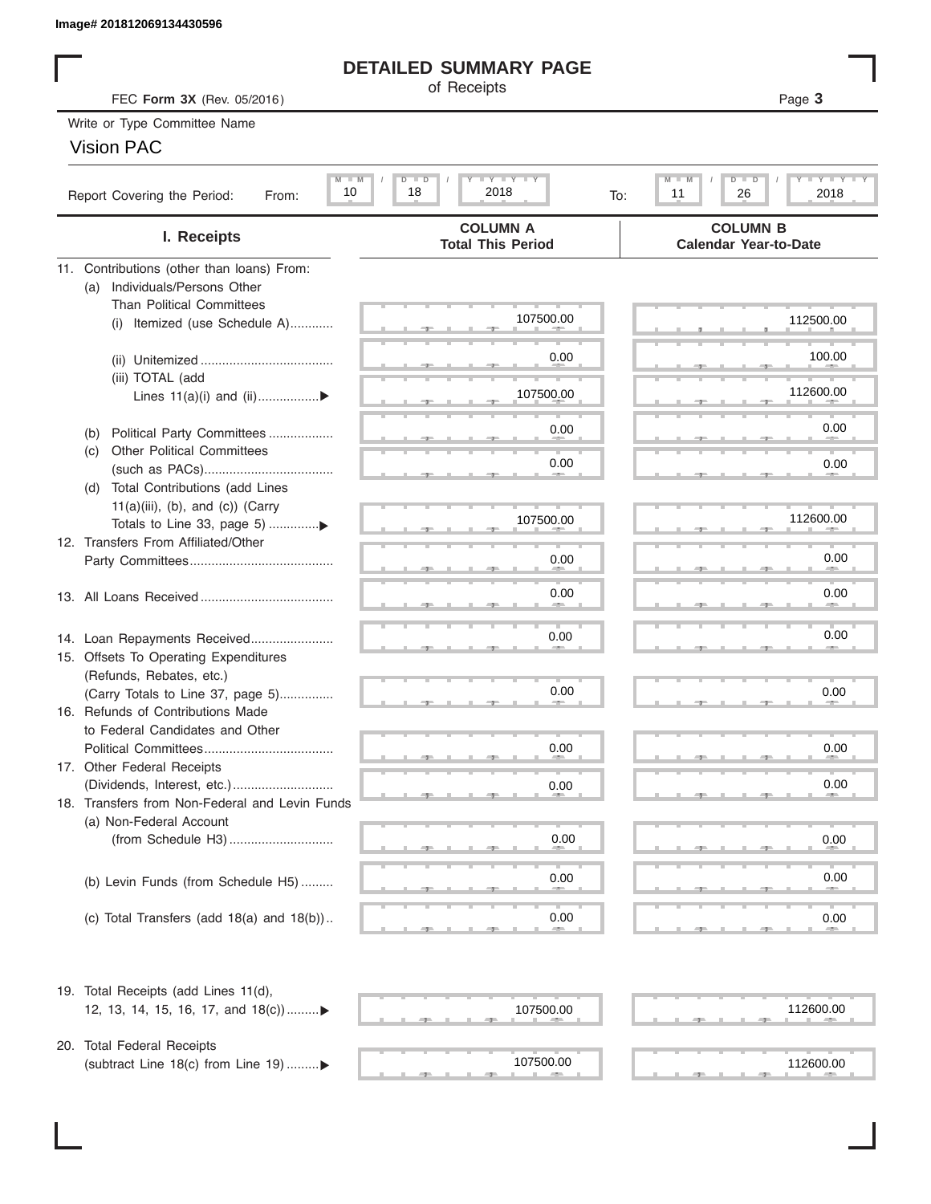Image# 201812069134430596

# DETAILED SUMMARY PAGE

of Receipts

FEC **Form 3X** (Rev. 05/2016)

Page **3**

Write or Type Committee Name

Vision PAC

Report Covering the Period: From: 10 / 18 / 2018 To: 11 / 26 / 2018

| I. Receipts | COLUMN A Total This Period | COLUMN B Calendar Year-to-Date |
|---|---|---|
| 11. Contributions (other than loans) From: | | |
| (a) Individuals/Persons Other Than Political Committees | | |
| (i) Itemized (use Schedule A) | 107500.00 | 112500.00 |
| (ii) Unitemized | 0.00 | 100.00 |
| (iii) TOTAL (add Lines 11(a)(i) and (ii) ▶ | 107500.00 | 112600.00 |
| (b) Political Party Committees | 0.00 | 0.00 |
| (c) Other Political Committees (such as PACs) | 0.00 | 0.00 |
| (d) Total Contributions (add Lines 11(a)(iii), (b), and (c)) (Carry Totals to Line 33, page 5) ▶ | 107500.00 | 112600.00 |
| 12. Transfers From Affiliated/Other Party Committees | 0.00 | 0.00 |
| 13. All Loans Received | 0.00 | 0.00 |
| 14. Loan Repayments Received | 0.00 | 0.00 |
| 15. Offsets To Operating Expenditures (Refunds, Rebates, etc.) (Carry Totals to Line 37, page 5) | 0.00 | 0.00 |
| 16. Refunds of Contributions Made to Federal Candidates and Other Political Committees | 0.00 | 0.00 |
| 17. Other Federal Receipts (Dividends, Interest, etc.) | 0.00 | 0.00 |
| 18. Transfers from Non-Federal and Levin Funds | | |
| (a) Non-Federal Account (from Schedule H3) | 0.00 | 0.00 |
| (b) Levin Funds (from Schedule H5) | 0.00 | 0.00 |
| (c) Total Transfers (add 18(a) and 18(b)) | 0.00 | 0.00 |
| 19. Total Receipts (add Lines 11(d), 12, 13, 14, 15, 16, 17, and 18(c)) ▶ | 107500.00 | 112600.00 |
| 20. Total Federal Receipts (subtract Line 18(c) from Line 19) ▶ | 107500.00 | 112600.00 |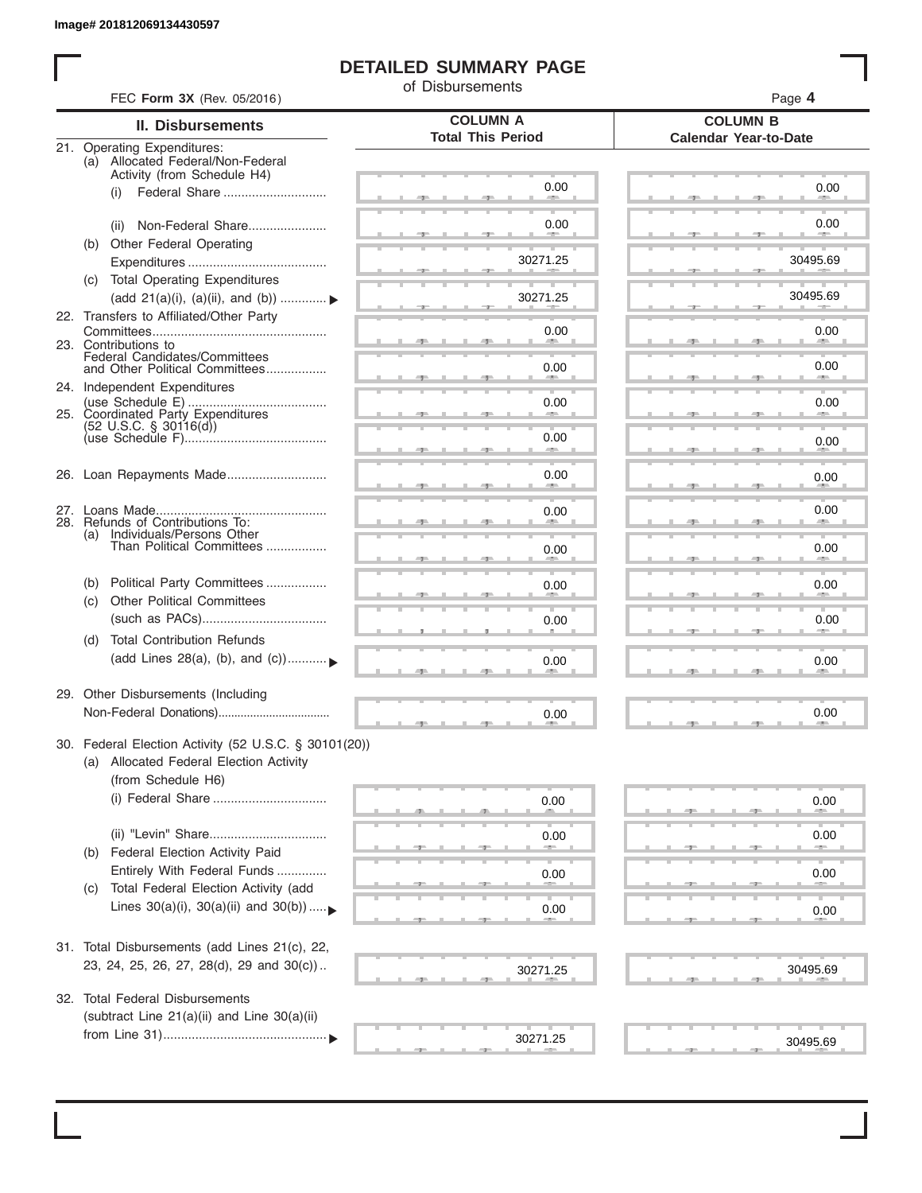Image# 201812069134430597

# DETAILED SUMMARY PAGE

of Disbursements

FEC **Form 3X** (Rev. 05/2016) Page **4**

| II. Disbursements | COLUMN A Total This Period | COLUMN B Calendar Year-to-Date |
|---|---|---|
| 21. Operating Expenditures: | | |
| (a) Allocated Federal/Non-Federal Activity (from Schedule H4) | | |
| (i) Federal Share | 0.00 | 0.00 |
| (ii) Non-Federal Share | 0.00 | 0.00 |
| (b) Other Federal Operating Expenditures | 30271.25 | 30495.69 |
| (c) Total Operating Expenditures (add 21(a)(i), (a)(ii), and (b)) ▶ | 30271.25 | 30495.69 |
| 22. Transfers to Affiliated/Other Party Committees | 0.00 | 0.00 |
| 23. Contributions to Federal Candidates/Committees and Other Political Committees | 0.00 | 0.00 |
| 24. Independent Expenditures (use Schedule E) | 0.00 | 0.00 |
| 25. Coordinated Party Expenditures (52 U.S.C. § 30116(d)) (use Schedule F) | 0.00 | 0.00 |
| 26. Loan Repayments Made | 0.00 | 0.00 |
| 27. Loans Made | 0.00 | 0.00 |
| 28. Refunds of Contributions To: | | |
| (a) Individuals/Persons Other Than Political Committees | 0.00 | 0.00 |
| (b) Political Party Committees | 0.00 | 0.00 |
| (c) Other Political Committees (such as PACs) | 0.00 | 0.00 |
| (d) Total Contribution Refunds (add Lines 28(a), (b), and (c)) ▶ | 0.00 | 0.00 |
| 29. Other Disbursements (Including Non-Federal Donations) | 0.00 | 0.00 |
| 30. Federal Election Activity (52 U.S.C. § 30101(20)) | | |
| (a) Allocated Federal Election Activity (from Schedule H6) | | |
| (i) Federal Share | 0.00 | 0.00 |
| (ii) "Levin" Share | 0.00 | 0.00 |
| (b) Federal Election Activity Paid Entirely With Federal Funds | 0.00 | 0.00 |
| (c) Total Federal Election Activity (add Lines 30(a)(i), 30(a)(ii) and 30(b)) ▶ | 0.00 | 0.00 |
| 31. Total Disbursements (add Lines 21(c), 22, 23, 24, 25, 26, 27, 28(d), 29 and 30(c)) | 30271.25 | 30495.69 |
| 32. Total Federal Disbursements (subtract Line 21(a)(ii) and Line 30(a)(ii) from Line 31) ▶ | 30271.25 | 30495.69 |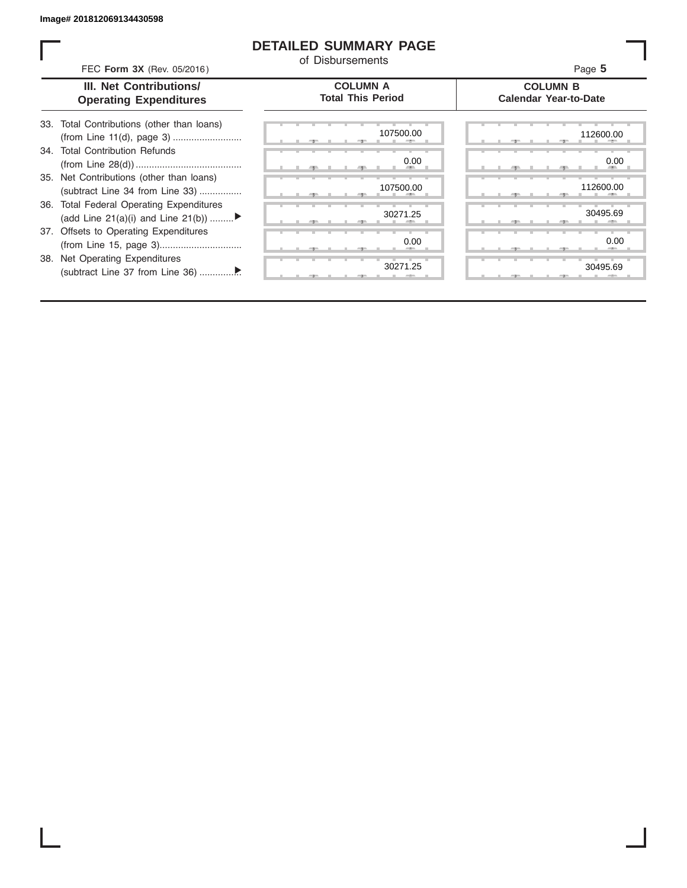Image# 201812069134430598

# DETAILED SUMMARY PAGE

of Disbursements

FEC **Form 3X** (Rev. 05/2016)

Page **5**

| III. Net Contributions/ Operating Expenditures | COLUMN A Total This Period | COLUMN B Calendar Year-to-Date |
|---|---|---|
| 33. Total Contributions (other than loans) (from Line 11(d), page 3) | 107500.00 | 112600.00 |
| 34. Total Contribution Refunds (from Line 28(d)) | 0.00 | 0.00 |
| 35. Net Contributions (other than loans) (subtract Line 34 from Line 33) | 107500.00 | 112600.00 |
| 36. Total Federal Operating Expenditures (add Line 21(a)(i) and Line 21(b)) ▶ | 30271.25 | 30495.69 |
| 37. Offsets to Operating Expenditures (from Line 15, page 3) | 0.00 | 0.00 |
| 38. Net Operating Expenditures (subtract Line 37 from Line 36) ▶ | 30271.25 | 30495.69 |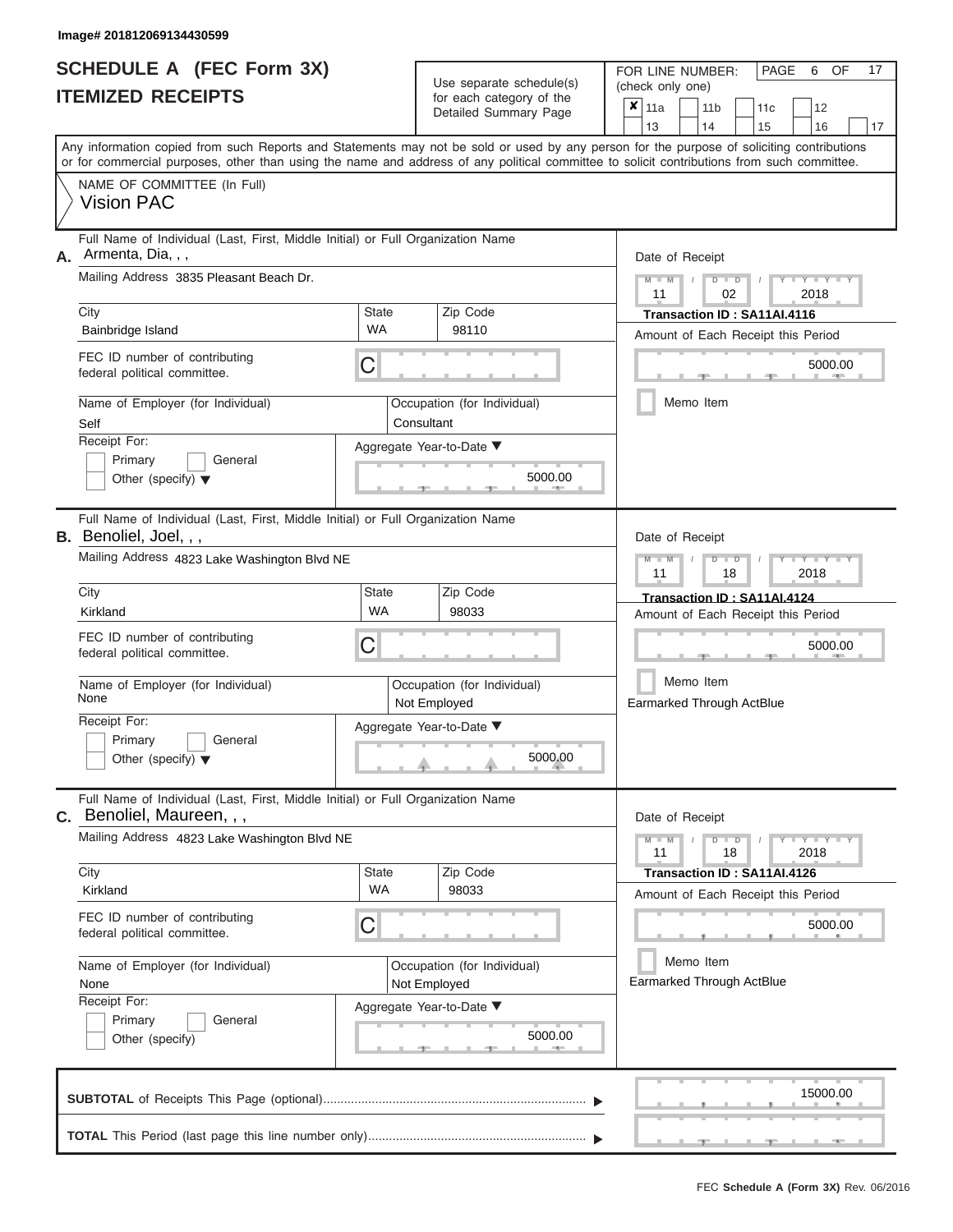Image# 201812069134430599

# SCHEDULE A (FEC Form 3X)
## ITEMIZED RECEIPTS

Use separate schedule(s) for each category of the Detailed Summary Page

FOR LINE NUMBER: (check only one)

- [x] 11a
- [ ] 11b
- [ ] 11c
- [ ] 12
- [ ] 13
- [ ] 14
- [ ] 15
- [ ] 16
- [ ] 17

Any information copied from such Reports and Statements may not be sold or used by any person for the purpose of soliciting contributions or for commercial purposes, other than using the name and address of any political committee to solicit contributions from such committee.

NAME OF COMMITTEE (In Full)
Vision PAC

---

**A.** Full Name of Individual (Last, First, Middle Initial) or Full Organization Name: Armenta, Dia, , ,

Mailing Address: 3835 Pleasant Beach Dr.

| City | State | Zip Code |
|---|---|---|
| Bainbridge Island | WA | 98110 |

FEC ID number of contributing federal political committee: C

Name of Employer (for Individual): Self

Occupation (for Individual): Consultant

Receipt For: Primary / General / Other (specify)

Aggregate Year-to-Date: 5000.00

Date of Receipt: 11 / 02 / 2018

Transaction ID : SA11AI.4116

Amount of Each Receipt this Period: 5000.00

Memo Item

---

**B.** Full Name of Individual (Last, First, Middle Initial) or Full Organization Name: Benoliel, Joel, , ,

Mailing Address: 4823 Lake Washington Blvd NE

| City | State | Zip Code |
|---|---|---|
| Kirkland | WA | 98033 |

FEC ID number of contributing federal political committee: C

Name of Employer (for Individual): None

Occupation (for Individual): Not Employed

Receipt For: Primary / General / Other (specify)

Aggregate Year-to-Date: 5000.00

Date of Receipt: 11 / 18 / 2018

Transaction ID : SA11AI.4124

Amount of Each Receipt this Period: 5000.00

Memo Item

Earmarked Through ActBlue

---

**C.** Full Name of Individual (Last, First, Middle Initial) or Full Organization Name: Benoliel, Maureen, , ,

Mailing Address: 4823 Lake Washington Blvd NE

| City | State | Zip Code |
|---|---|---|
| Kirkland | WA | 98033 |

FEC ID number of contributing federal political committee: C

Name of Employer (for Individual): None

Occupation (for Individual): Not Employed

Receipt For: Primary / General / Other (specify)

Aggregate Year-to-Date: 5000.00

Date of Receipt: 11 / 18 / 2018

Transaction ID : SA11AI.4126

Amount of Each Receipt this Period: 5000.00

Memo Item

Earmarked Through ActBlue

---

**SUBTOTAL** of Receipts This Page (optional): 15000.00

**TOTAL** This Period (last page this line number only):

FEC **Schedule A (Form 3X)** Rev. 06/2016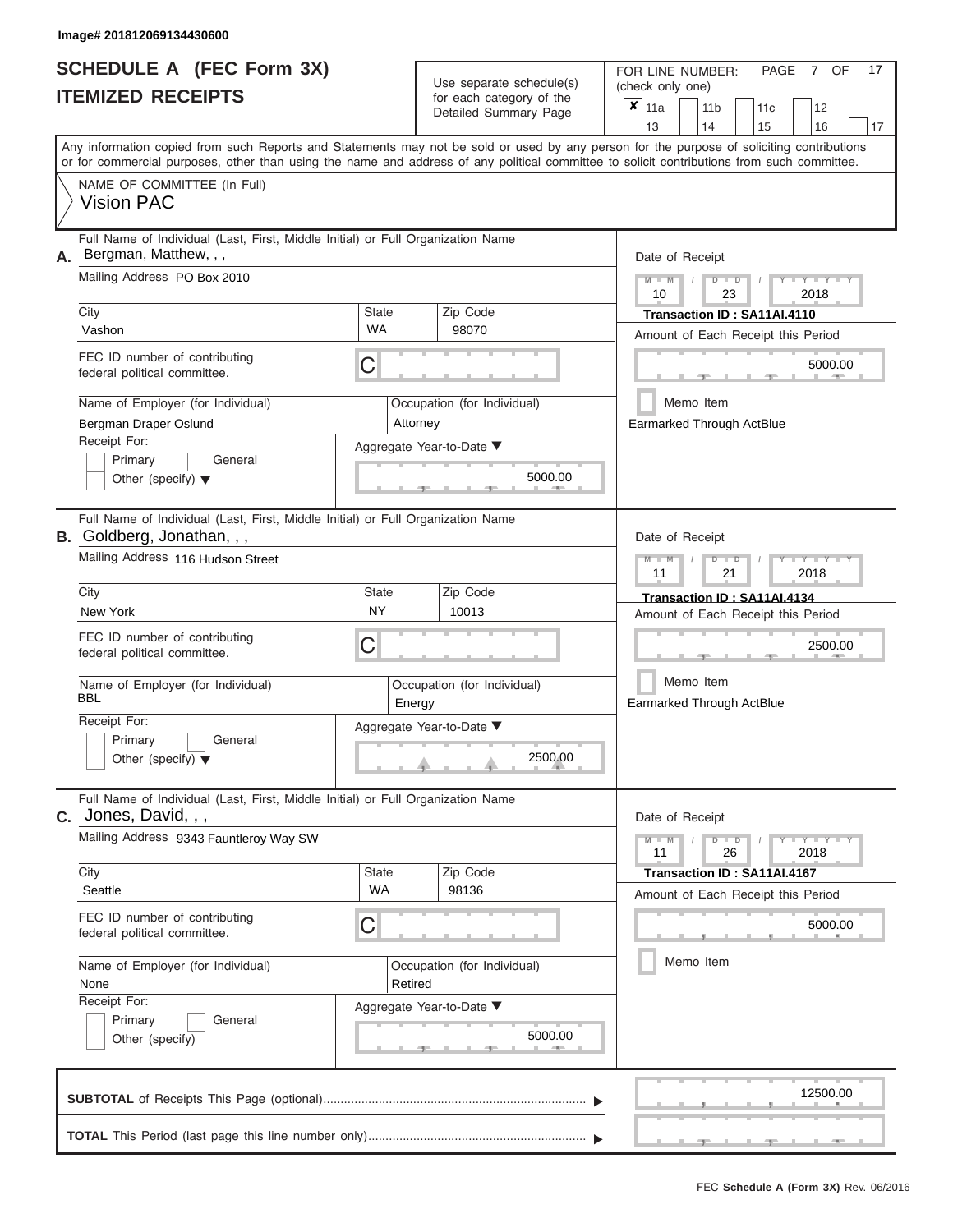Image# 201812069134430600

# SCHEDULE A (FEC Form 3X)
# ITEMIZED RECEIPTS

Use separate schedule(s) for each category of the Detailed Summary Page

FOR LINE NUMBER: (check only one)

- [x] 11a
- [ ] 11b
- [ ] 11c
- [ ] 12
- [ ] 13
- [ ] 14
- [ ] 15
- [ ] 16
- [ ] 17

PAGE 7 OF 17

Any information copied from such Reports and Statements may not be sold or used by any person for the purpose of soliciting contributions or for commercial purposes, other than using the name and address of any political committee to solicit contributions from such committee.

NAME OF COMMITTEE (In Full)
Vision PAC

---

**A.** Full Name of Individual (Last, First, Middle Initial) or Full Organization Name
Bergman, Matthew, , ,

Mailing Address: PO Box 2010

| City | State | Zip Code |
|---|---|---|
| Vashon | WA | 98070 |

FEC ID number of contributing federal political committee: C

Name of Employer (for Individual): Bergman Draper Oslund
Occupation (for Individual): Attorney

Receipt For:
- [ ] Primary
- [ ] General
- [ ] Other (specify)

Aggregate Year-to-Date: 5000.00

Date of Receipt: 10 / 23 / 2018
Transaction ID : SA11AI.4110
Amount of Each Receipt this Period: 5000.00
- [ ] Memo Item

Earmarked Through ActBlue

---

**B.** Full Name of Individual (Last, First, Middle Initial) or Full Organization Name
Goldberg, Jonathan, , ,

Mailing Address: 116 Hudson Street

| City | State | Zip Code |
|---|---|---|
| New York | NY | 10013 |

FEC ID number of contributing federal political committee: C

Name of Employer (for Individual): BBL
Occupation (for Individual): Energy

Receipt For:
- [ ] Primary
- [ ] General
- [ ] Other (specify)

Aggregate Year-to-Date: 2500.00

Date of Receipt: 11 / 21 / 2018
Transaction ID : SA11AI.4134
Amount of Each Receipt this Period: 2500.00
- [ ] Memo Item

Earmarked Through ActBlue

---

**C.** Full Name of Individual (Last, First, Middle Initial) or Full Organization Name
Jones, David, , ,

Mailing Address: 9343 Fauntleroy Way SW

| City | State | Zip Code |
|---|---|---|
| Seattle | WA | 98136 |

FEC ID number of contributing federal political committee: C

Name of Employer (for Individual): None
Occupation (for Individual): Retired

Receipt For:
- [ ] Primary
- [ ] General
- [ ] Other (specify)

Aggregate Year-to-Date: 5000.00

Date of Receipt: 11 / 26 / 2018
Transaction ID : SA11AI.4167
Amount of Each Receipt this Period: 5000.00
- [ ] Memo Item

---

**SUBTOTAL** of Receipts This Page (optional): 12500.00

**TOTAL** This Period (last page this line number only):

FEC Schedule A (Form 3X) Rev. 06/2016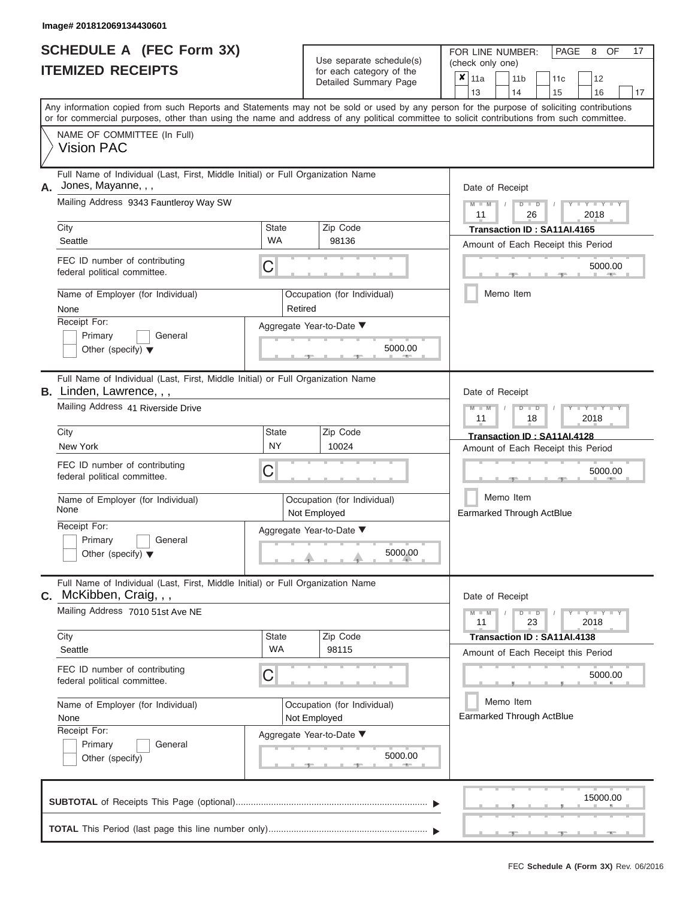Image# 201812069134430601

# SCHEDULE A (FEC Form 3X)
# ITEMIZED RECEIPTS

Use separate schedule(s) for each category of the Detailed Summary Page

FOR LINE NUMBER: (check only one)

| | | | | | | |
|---|---|---|---|---|---|---|
| ✘ 11a | 11b | 11c | 12 | | | |
| 13 | 14 | 15 | 16 | 17 | | |

PAGE 8 OF 17

Any information copied from such Reports and Statements may not be sold or used by any person for the purpose of soliciting contributions or for commercial purposes, other than using the name and address of any political committee to solicit contributions from such committee.

NAME OF COMMITTEE (In Full)
Vision PAC

---

**A.** Full Name of Individual (Last, First, Middle Initial) or Full Organization Name: Jones, Mayanne, , ,

Mailing Address: 9343 Fauntleroy Way SW

City: Seattle | State: WA | Zip Code: 98136

FEC ID number of contributing federal political committee: C

Name of Employer (for Individual): None

Occupation (for Individual): Retired

Receipt For: Primary / General / Other (specify)

Aggregate Year-to-Date: 5000.00

Date of Receipt: 11 / 26 / 2018

Transaction ID : SA11AI.4165

Amount of Each Receipt this Period: 5000.00

Memo Item

---

**B.** Full Name of Individual (Last, First, Middle Initial) or Full Organization Name: Linden, Lawrence, , ,

Mailing Address: 41 Riverside Drive

City: New York | State: NY | Zip Code: 10024

FEC ID number of contributing federal political committee: C

Name of Employer (for Individual): None

Occupation (for Individual): Not Employed

Receipt For: Primary / General / Other (specify)

Aggregate Year-to-Date: 5000.00

Date of Receipt: 11 / 18 / 2018

Transaction ID : SA11AI.4128

Amount of Each Receipt this Period: 5000.00

Memo Item

Earmarked Through ActBlue

---

**C.** Full Name of Individual (Last, First, Middle Initial) or Full Organization Name: McKibben, Craig, , ,

Mailing Address: 7010 51st Ave NE

City: Seattle | State: WA | Zip Code: 98115

FEC ID number of contributing federal political committee: C

Name of Employer (for Individual): None

Occupation (for Individual): Not Employed

Receipt For: Primary / General / Other (specify)

Aggregate Year-to-Date: 5000.00

Date of Receipt: 11 / 23 / 2018

Transaction ID : SA11AI.4138

Amount of Each Receipt this Period: 5000.00

Memo Item

Earmarked Through ActBlue

---

**SUBTOTAL** of Receipts This Page (optional): 15000.00

**TOTAL** This Period (last page this line number only):

FEC Schedule A (Form 3X) Rev. 06/2016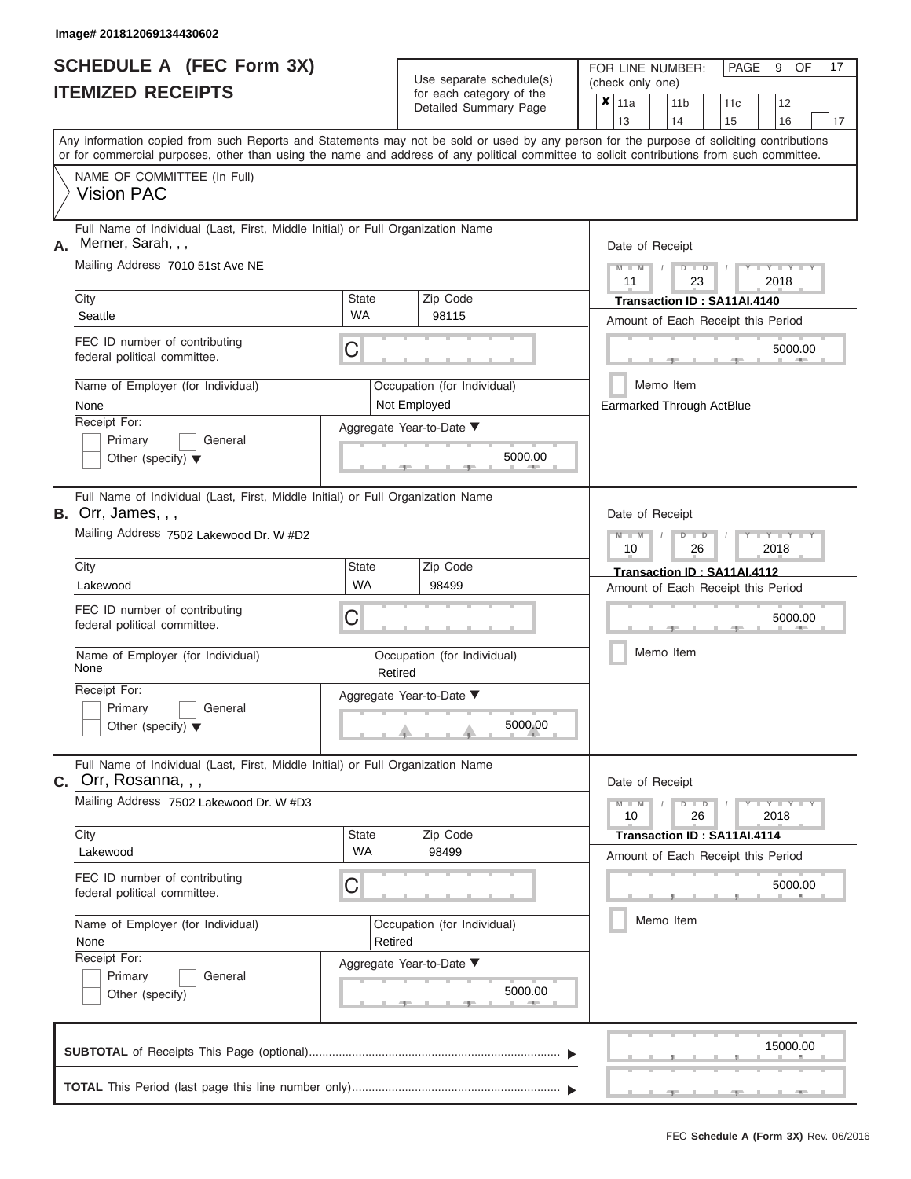Image# 201812069134430602

# SCHEDULE A (FEC Form 3X)
## ITEMIZED RECEIPTS

Use separate schedule(s) for each category of the Detailed Summary Page

FOR LINE NUMBER: (check only one)

- [x] 11a
- [ ] 11b
- [ ] 11c
- [ ] 12
- [ ] 13
- [ ] 14
- [ ] 15
- [ ] 16
- [ ] 17

PAGE 9 OF 17

Any information copied from such Reports and Statements may not be sold or used by any person for the purpose of soliciting contributions or for commercial purposes, other than using the name and address of any political committee to solicit contributions from such committee.

NAME OF COMMITTEE (In Full)
Vision PAC

---

**A.** Full Name of Individual (Last, First, Middle Initial) or Full Organization Name: Merner, Sarah, , ,

Mailing Address: 7010 51st Ave NE

| City | State | Zip Code |
|---|---|---|
| Seattle | WA | 98115 |

FEC ID number of contributing federal political committee: C

Name of Employer (for Individual): None
Occupation (for Individual): Not Employed

Receipt For: Primary / General / Other (specify)

Aggregate Year-to-Date: 5000.00

Date of Receipt: 11 / 23 / 2018
Transaction ID : SA11AI.4140
Amount of Each Receipt this Period: 5000.00
Memo Item
Earmarked Through ActBlue

---

**B.** Full Name of Individual (Last, First, Middle Initial) or Full Organization Name: Orr, James, , ,

Mailing Address: 7502 Lakewood Dr. W #D2

| City | State | Zip Code |
|---|---|---|
| Lakewood | WA | 98499 |

FEC ID number of contributing federal political committee: C

Name of Employer (for Individual): None
Occupation (for Individual): Retired

Receipt For: Primary / General / Other (specify)

Aggregate Year-to-Date: 5000.00

Date of Receipt: 10 / 26 / 2018
Transaction ID : SA11AI.4112
Amount of Each Receipt this Period: 5000.00
Memo Item

---

**C.** Full Name of Individual (Last, First, Middle Initial) or Full Organization Name: Orr, Rosanna, , ,

Mailing Address: 7502 Lakewood Dr. W #D3

| City | State | Zip Code |
|---|---|---|
| Lakewood | WA | 98499 |

FEC ID number of contributing federal political committee: C

Name of Employer (for Individual): None
Occupation (for Individual): Retired

Receipt For: Primary / General / Other (specify)

Aggregate Year-to-Date: 5000.00

Date of Receipt: 10 / 26 / 2018
Transaction ID : SA11AI.4114
Amount of Each Receipt this Period: 5000.00
Memo Item

---

**SUBTOTAL** of Receipts This Page (optional): 15000.00

**TOTAL** This Period (last page this line number only):

FEC **Schedule A (Form 3X)** Rev. 06/2016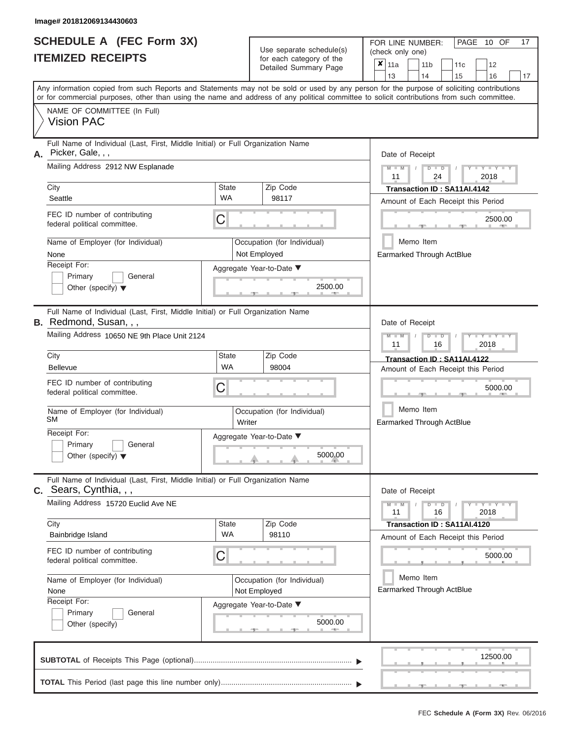Image# 201812069134430603

# SCHEDULE A (FEC Form 3X)
## ITEMIZED RECEIPTS

Use separate schedule(s) for each category of the Detailed Summary Page

FOR LINE NUMBER: (check only one)

- [x] 11a
- [ ] 11b
- [ ] 11c
- [ ] 12
- [ ] 13
- [ ] 14
- [ ] 15
- [ ] 16
- [ ] 17

PAGE 10 OF 17

Any information copied from such Reports and Statements may not be sold or used by any person for the purpose of soliciting contributions or for commercial purposes, other than using the name and address of any political committee to solicit contributions from such committee.

NAME OF COMMITTEE (In Full)
**Vision PAC**

---

**A.** Full Name of Individual (Last, First, Middle Initial) or Full Organization Name
Picker, Gale, , ,

Mailing Address 2912 NW Esplanade

| City | State | Zip Code |
|---|---|---|
| Seattle | WA | 98117 |

FEC ID number of contributing federal political committee. C

Name of Employer (for Individual): None
Occupation (for Individual): Not Employed

Receipt For: Primary / General / Other (specify)

Aggregate Year-to-Date: 2500.00

Date of Receipt: 11 / 24 / 2018
Transaction ID : SA11AI.4142
Amount of Each Receipt this Period: 2500.00
Memo Item
Earmarked Through ActBlue

---

**B.** Full Name of Individual (Last, First, Middle Initial) or Full Organization Name
Redmond, Susan, , ,

Mailing Address 10650 NE 9th Place Unit 2124

| City | State | Zip Code |
|---|---|---|
| Bellevue | WA | 98004 |

FEC ID number of contributing federal political committee. C

Name of Employer (for Individual): SM
Occupation (for Individual): Writer

Receipt For: Primary / General / Other (specify)

Aggregate Year-to-Date: 5000.00

Date of Receipt: 11 / 16 / 2018
Transaction ID : SA11AI.4122
Amount of Each Receipt this Period: 5000.00
Memo Item
Earmarked Through ActBlue

---

**C.** Full Name of Individual (Last, First, Middle Initial) or Full Organization Name
Sears, Cynthia, , ,

Mailing Address 15720 Euclid Ave NE

| City | State | Zip Code |
|---|---|---|
| Bainbridge Island | WA | 98110 |

FEC ID number of contributing federal political committee. C

Name of Employer (for Individual): None
Occupation (for Individual): Not Employed

Receipt For: Primary / General / Other (specify)

Aggregate Year-to-Date: 5000.00

Date of Receipt: 11 / 16 / 2018
Transaction ID : SA11AI.4120
Amount of Each Receipt this Period: 5000.00
Memo Item
Earmarked Through ActBlue

---

**SUBTOTAL** of Receipts This Page (optional): 12500.00

**TOTAL** This Period (last page this line number only):

FEC Schedule A (Form 3X) Rev. 06/2016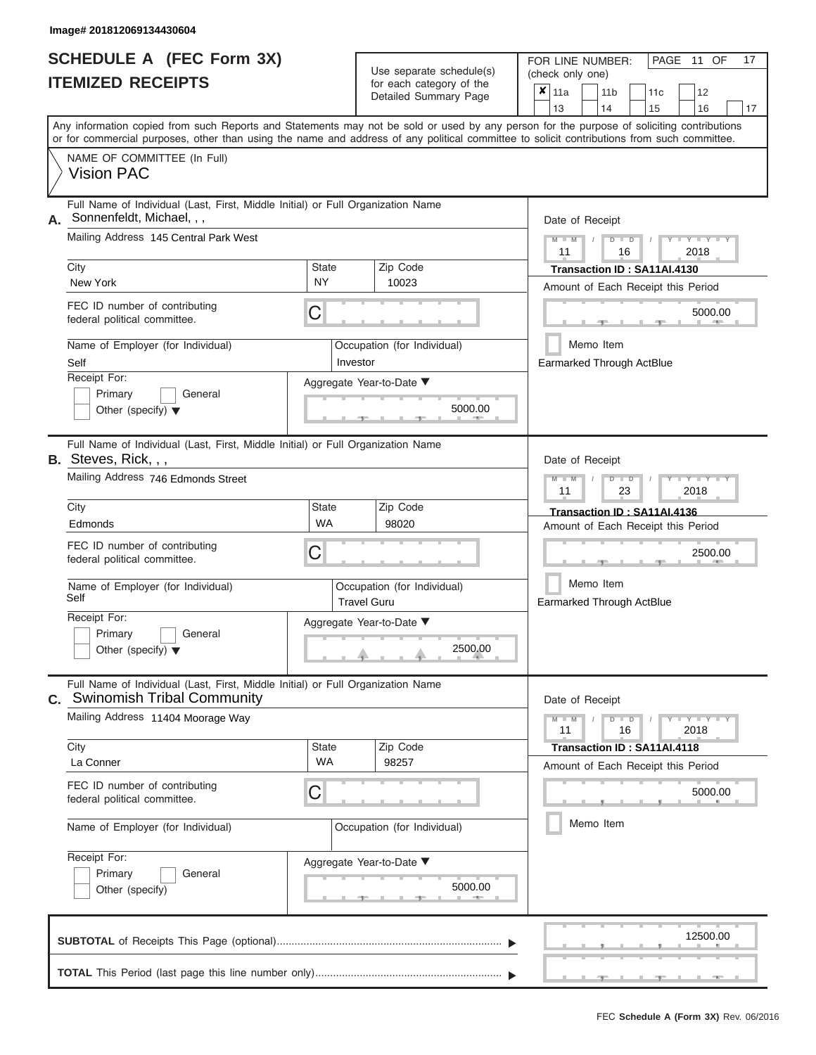Image# 201812069134430604

# SCHEDULE A (FEC Form 3X)
# ITEMIZED RECEIPTS

Use separate schedule(s) for each category of the Detailed Summary Page

FOR LINE NUMBER: (check only one)

- [x] 11a
- [ ] 11b
- [ ] 11c
- [ ] 12
- [ ] 13
- [ ] 14
- [ ] 15
- [ ] 16
- [ ] 17

PAGE 11 OF 17

Any information copied from such Reports and Statements may not be sold or used by any person for the purpose of soliciting contributions or for commercial purposes, other than using the name and address of any political committee to solicit contributions from such committee.

NAME OF COMMITTEE (In Full)
Vision PAC

---

**A.** Full Name of Individual (Last, First, Middle Initial) or Full Organization Name: Sonnenfeldt, Michael, , ,

Mailing Address: 145 Central Park West

City: New York | State: NY | Zip Code: 10023

FEC ID number of contributing federal political committee: C

Name of Employer (for Individual): Self | Occupation (for Individual): Investor

Receipt For: Primary / General / Other (specify)

Aggregate Year-to-Date: 5000.00

Date of Receipt: 11 / 16 / 2018

Transaction ID : SA11AI.4130

Amount of Each Receipt this Period: 5000.00

Memo Item

Earmarked Through ActBlue

---

**B.** Full Name of Individual (Last, First, Middle Initial) or Full Organization Name: Steves, Rick, , ,

Mailing Address: 746 Edmonds Street

City: Edmonds | State: WA | Zip Code: 98020

FEC ID number of contributing federal political committee: C

Name of Employer (for Individual): Self | Occupation (for Individual): Travel Guru

Receipt For: Primary / General / Other (specify)

Aggregate Year-to-Date: 2500.00

Date of Receipt: 11 / 23 / 2018

Transaction ID : SA11AI.4136

Amount of Each Receipt this Period: 2500.00

Memo Item

Earmarked Through ActBlue

---

**C.** Full Name of Individual (Last, First, Middle Initial) or Full Organization Name: Swinomish Tribal Community

Mailing Address: 11404 Moorage Way

City: La Conner | State: WA | Zip Code: 98257

FEC ID number of contributing federal political committee: C

Name of Employer (for Individual): | Occupation (for Individual):

Receipt For: Primary / General / Other (specify)

Aggregate Year-to-Date: 5000.00

Date of Receipt: 11 / 16 / 2018

Transaction ID : SA11AI.4118

Amount of Each Receipt this Period: 5000.00

Memo Item

---

**SUBTOTAL** of Receipts This Page (optional): 12500.00

**TOTAL** This Period (last page this line number only):

FEC **Schedule A (Form 3X)** Rev. 06/2016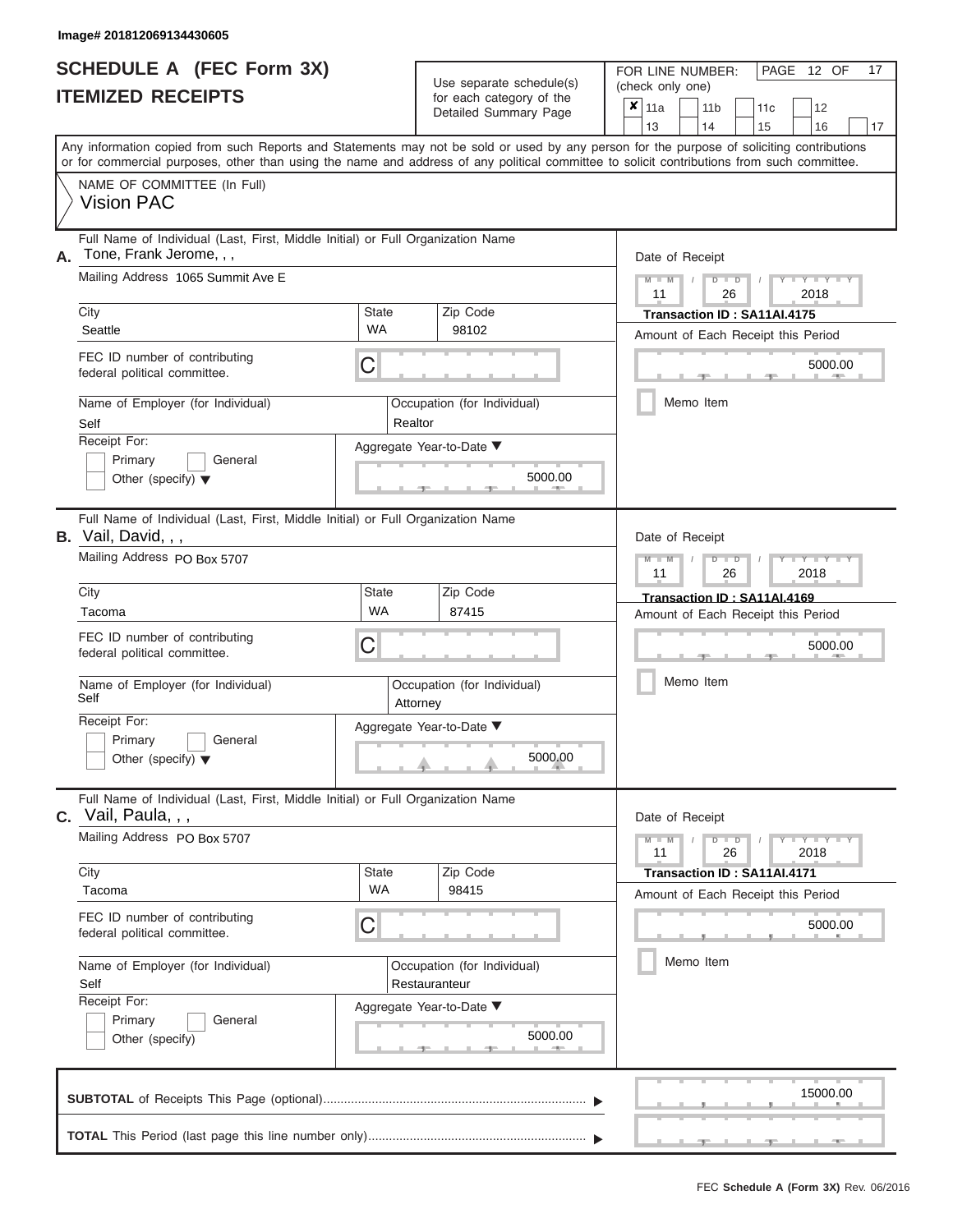Image# 201812069134430605

# SCHEDULE A (FEC Form 3X)
# ITEMIZED RECEIPTS

Use separate schedule(s) for each category of the Detailed Summary Page

FOR LINE NUMBER: (check only one)

- [x] 11a
- [ ] 11b
- [ ] 11c
- [ ] 12
- [ ] 13
- [ ] 14
- [ ] 15
- [ ] 16
- [ ] 17

PAGE 12 OF 17

Any information copied from such Reports and Statements may not be sold or used by any person for the purpose of soliciting contributions or for commercial purposes, other than using the name and address of any political committee to solicit contributions from such committee.

NAME OF COMMITTEE (In Full)
Vision PAC

---

**A.** Full Name of Individual (Last, First, Middle Initial) or Full Organization Name
Tone, Frank Jerome, , ,

Mailing Address 1065 Summit Ave E

| City | State | Zip Code |
|---|---|---|
| Seattle | WA | 98102 |

FEC ID number of contributing federal political committee. C

Name of Employer (for Individual): Self
Occupation (for Individual): Realtor

Receipt For: Primary / General / Other (specify)

Aggregate Year-to-Date: 5000.00

Date of Receipt: 11 / 26 / 2018
Transaction ID : SA11AI.4175
Amount of Each Receipt this Period: 5000.00
Memo Item

---

**B.** Full Name of Individual (Last, First, Middle Initial) or Full Organization Name
Vail, David, , ,

Mailing Address PO Box 5707

| City | State | Zip Code |
|---|---|---|
| Tacoma | WA | 87415 |

FEC ID number of contributing federal political committee. C

Name of Employer (for Individual): Self
Occupation (for Individual): Attorney

Receipt For: Primary / General / Other (specify)

Aggregate Year-to-Date: 5000.00

Date of Receipt: 11 / 26 / 2018
Transaction ID : SA11AI.4169
Amount of Each Receipt this Period: 5000.00
Memo Item

---

**C.** Full Name of Individual (Last, First, Middle Initial) or Full Organization Name
Vail, Paula, , ,

Mailing Address PO Box 5707

| City | State | Zip Code |
|---|---|---|
| Tacoma | WA | 98415 |

FEC ID number of contributing federal political committee. C

Name of Employer (for Individual): Self
Occupation (for Individual): Restauranteur

Receipt For: Primary / General / Other (specify)

Aggregate Year-to-Date: 5000.00

Date of Receipt: 11 / 26 / 2018
Transaction ID : SA11AI.4171
Amount of Each Receipt this Period: 5000.00
Memo Item

---

**SUBTOTAL** of Receipts This Page (optional): 15000.00

**TOTAL** This Period (last page this line number only):

FEC Schedule A (Form 3X) Rev. 06/2016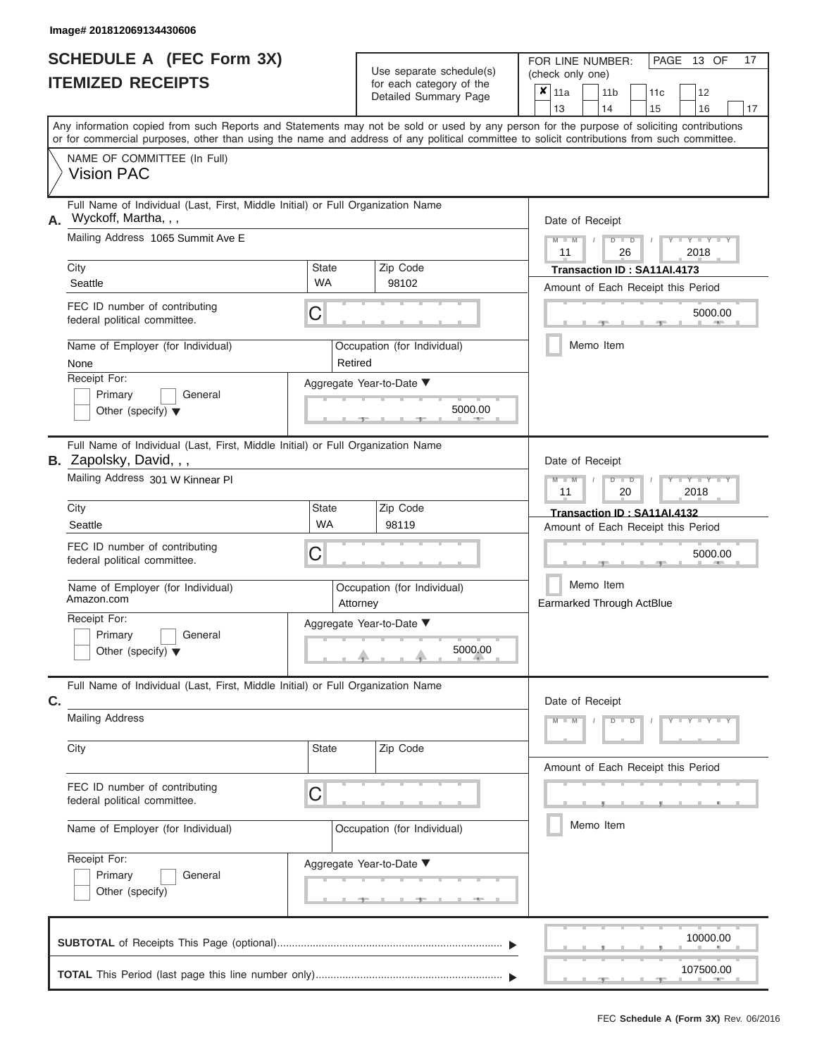Image# 201812069134430606

# SCHEDULE A (FEC Form 3X)
## ITEMIZED RECEIPTS

Use separate schedule(s) for each category of the Detailed Summary Page

FOR LINE NUMBER: (check only one)

- [x] 11a
- [ ] 11b
- [ ] 11c
- [ ] 12
- [ ] 13
- [ ] 14
- [ ] 15
- [ ] 16
- [ ] 17

Any information copied from such Reports and Statements may not be sold or used by any person for the purpose of soliciting contributions or for commercial purposes, other than using the name and address of any political committee to solicit contributions from such committee.

NAME OF COMMITTEE (In Full)
Vision PAC

---

**A.** Full Name of Individual (Last, First, Middle Initial) or Full Organization Name
Wyckoff, Martha, , ,

Mailing Address: 1065 Summit Ave E

| City | State | Zip Code |
|---|---|---|
| Seattle | WA | 98102 |

FEC ID number of contributing federal political committee: C

Name of Employer (for Individual): None
Occupation (for Individual): Retired

Receipt For: Primary / General / Other (specify)

Aggregate Year-to-Date: 5000.00

Date of Receipt: 11 / 26 / 2018
Transaction ID : SA11AI.4173
Amount of Each Receipt this Period: 5000.00
Memo Item

---

**B.** Full Name of Individual (Last, First, Middle Initial) or Full Organization Name
Zapolsky, David, , ,

Mailing Address: 301 W Kinnear Pl

| City | State | Zip Code |
|---|---|---|
| Seattle | WA | 98119 |

FEC ID number of contributing federal political committee: C

Name of Employer (for Individual): Amazon.com
Occupation (for Individual): Attorney

Receipt For: Primary / General / Other (specify)

Aggregate Year-to-Date: 5000.00

Date of Receipt: 11 / 20 / 2018
Transaction ID : SA11AI.4132
Amount of Each Receipt this Period: 5000.00
Memo Item
Earmarked Through ActBlue

---

**C.** Full Name of Individual (Last, First, Middle Initial) or Full Organization Name

Mailing Address

| City | State | Zip Code |
|---|---|---|
| | | |

FEC ID number of contributing federal political committee: C

Name of Employer (for Individual)
Occupation (for Individual)

Receipt For: Primary / General / Other (specify)

Aggregate Year-to-Date

Date of Receipt: M M / D D / Y Y Y Y
Amount of Each Receipt this Period
Memo Item

---

**SUBTOTAL** of Receipts This Page (optional): 10000.00

**TOTAL** This Period (last page this line number only): 107500.00

FEC Schedule A (Form 3X) Rev. 06/2016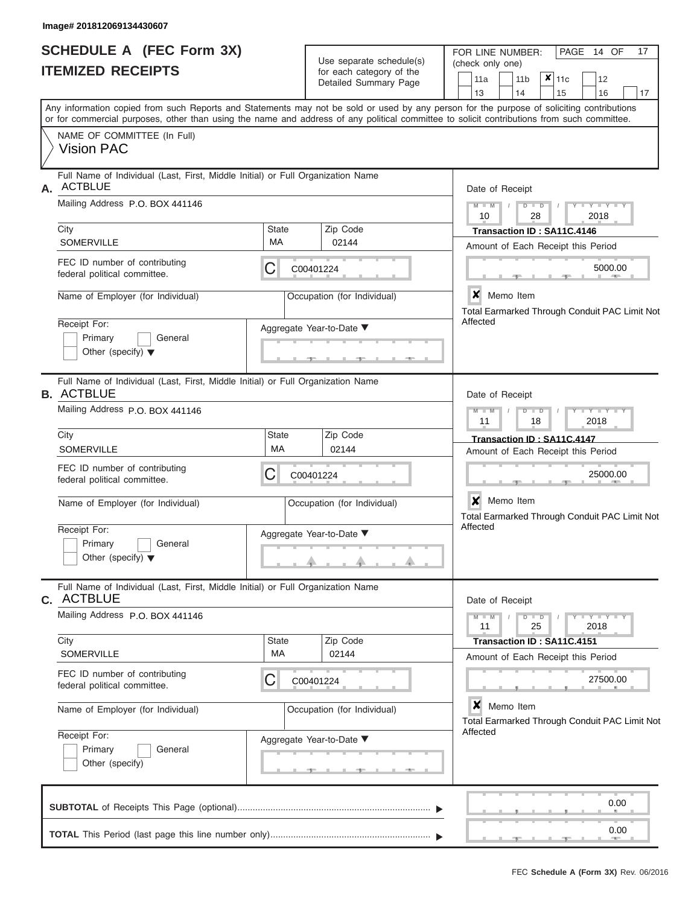Image# 201812069134430607

# SCHEDULE A (FEC Form 3X)
## ITEMIZED RECEIPTS

Use separate schedule(s) for each category of the Detailed Summary Page

FOR LINE NUMBER: (check only one)

- [ ] 11a
- [ ] 11b
- [x] 11c
- [ ] 12
- [ ] 13
- [ ] 14
- [ ] 15
- [ ] 16
- [ ] 17

PAGE 14 OF 17

Any information copied from such Reports and Statements may not be sold or used by any person for the purpose of soliciting contributions or for commercial purposes, other than using the name and address of any political committee to solicit contributions from such committee.

NAME OF COMMITTEE (In Full)
Vision PAC

---

**A.** Full Name of Individual (Last, First, Middle Initial) or Full Organization Name: ACTBLUE

Mailing Address: P.O. BOX 441146

City: SOMERVILLE | State: MA | Zip Code: 02144

FEC ID number of contributing federal political committee: C C00401224

Name of Employer (for Individual): | Occupation (for Individual):

Receipt For: [ ] Primary [ ] General [ ] Other (specify)

Aggregate Year-to-Date:

Date of Receipt: 10 / 28 / 2018

Transaction ID : SA11C.4146

Amount of Each Receipt this Period: 5000.00

[x] Memo Item

Total Earmarked Through Conduit PAC Limit Not Affected

---

**B.** Full Name of Individual (Last, First, Middle Initial) or Full Organization Name: ACTBLUE

Mailing Address: P.O. BOX 441146

City: SOMERVILLE | State: MA | Zip Code: 02144

FEC ID number of contributing federal political committee: C C00401224

Name of Employer (for Individual): | Occupation (for Individual):

Receipt For: [ ] Primary [ ] General [ ] Other (specify)

Aggregate Year-to-Date:

Date of Receipt: 11 / 18 / 2018

Transaction ID : SA11C.4147

Amount of Each Receipt this Period: 25000.00

[x] Memo Item

Total Earmarked Through Conduit PAC Limit Not Affected

---

**C.** Full Name of Individual (Last, First, Middle Initial) or Full Organization Name: ACTBLUE

Mailing Address: P.O. BOX 441146

City: SOMERVILLE | State: MA | Zip Code: 02144

FEC ID number of contributing federal political committee: C C00401224

Name of Employer (for Individual): | Occupation (for Individual):

Receipt For: [ ] Primary [ ] General [ ] Other (specify)

Aggregate Year-to-Date:

Date of Receipt: 11 / 25 / 2018

Transaction ID : SA11C.4151

Amount of Each Receipt this Period: 27500.00

[x] Memo Item

Total Earmarked Through Conduit PAC Limit Not Affected

---

**SUBTOTAL** of Receipts This Page (optional): 0.00

**TOTAL** This Period (last page this line number only): 0.00

FEC Schedule A (Form 3X) Rev. 06/2016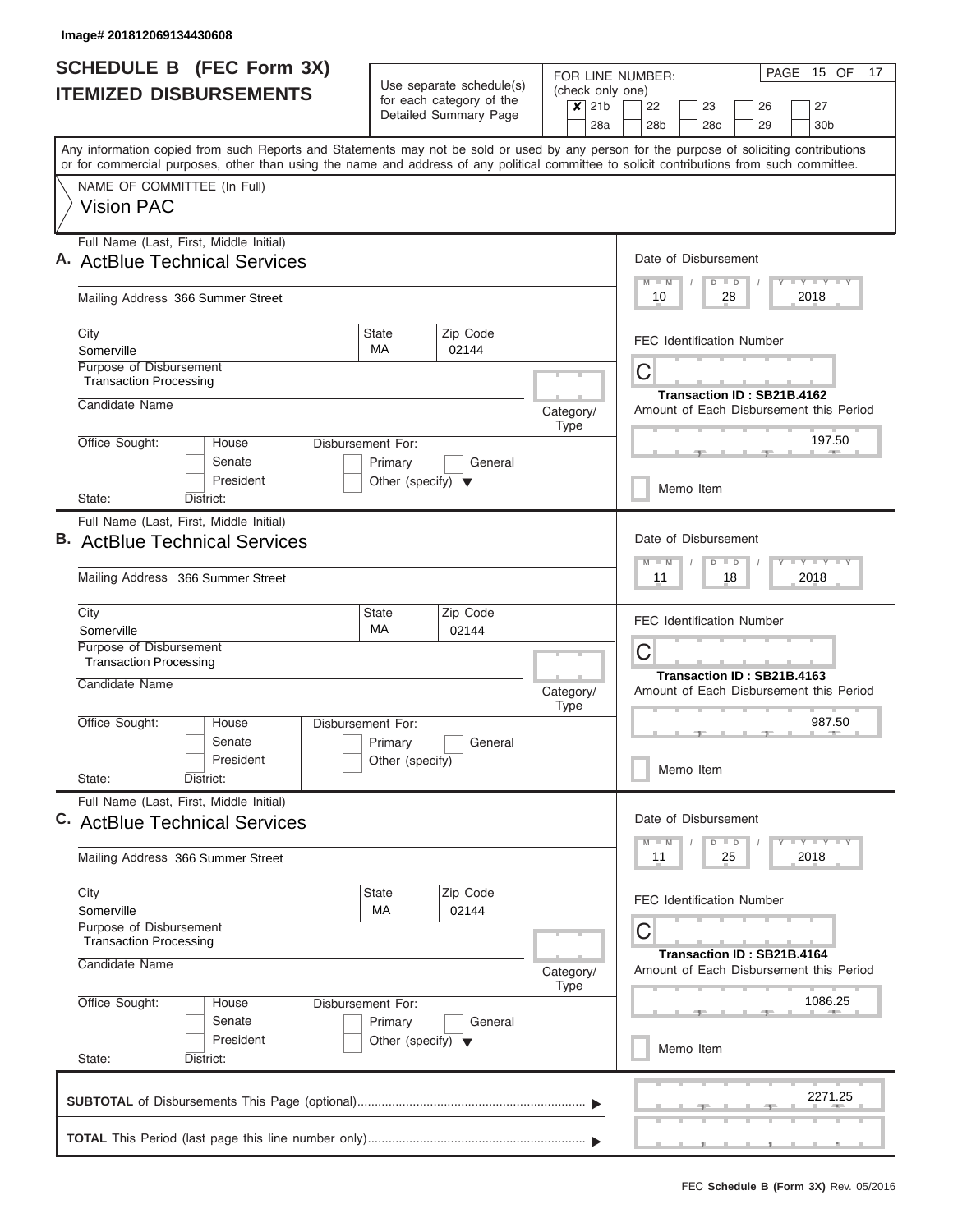Image# 201812069134430608

# SCHEDULE B (FEC Form 3X)
## ITEMIZED DISBURSEMENTS

Use separate schedule(s) for each category of the Detailed Summary Page

FOR LINE NUMBER: (check only one)

☒ 21b ☐ 22 ☐ 23 ☐ 26 ☐ 27 ☐ 28a ☐ 28b ☐ 28c ☐ 29 ☐ 30b

Any information copied from such Reports and Statements may not be sold or used by any person for the purpose of soliciting contributions or for commercial purposes, other than using the name and address of any political committee to solicit contributions from such committee.

NAME OF COMMITTEE (In Full)
Vision PAC

---

**A.** Full Name (Last, First, Middle Initial): ActBlue Technical Services

Mailing Address: 366 Summer Street

City: Somerville | State: MA | Zip Code: 02144

Purpose of Disbursement: Transaction Processing

Candidate Name:

Category/Type:

Office Sought: ☐ House ☐ Senate ☐ President

State: District:

Disbursement For: ☐ Primary ☐ General ☐ Other (specify)

Date of Disbursement: 10 / 28 / 2018

FEC Identification Number: C

Transaction ID : SB21B.4162

Amount of Each Disbursement this Period: 197.50

☐ Memo Item

---

**B.** Full Name (Last, First, Middle Initial): ActBlue Technical Services

Mailing Address: 366 Summer Street

City: Somerville | State: MA | Zip Code: 02144

Purpose of Disbursement: Transaction Processing

Candidate Name:

Category/Type:

Office Sought: ☐ House ☐ Senate ☐ President

State: District:

Disbursement For: ☐ Primary ☐ General ☐ Other (specify)

Date of Disbursement: 11 / 18 / 2018

FEC Identification Number: C

Transaction ID : SB21B.4163

Amount of Each Disbursement this Period: 987.50

☐ Memo Item

---

**C.** Full Name (Last, First, Middle Initial): ActBlue Technical Services

Mailing Address: 366 Summer Street

City: Somerville | State: MA | Zip Code: 02144

Purpose of Disbursement: Transaction Processing

Candidate Name:

Category/Type:

Office Sought: ☐ House ☐ Senate ☐ President

State: District:

Disbursement For: ☐ Primary ☐ General ☐ Other (specify)

Date of Disbursement: 11 / 25 / 2018

FEC Identification Number: C

Transaction ID : SB21B.4164

Amount of Each Disbursement this Period: 1086.25

☐ Memo Item

---

**SUBTOTAL** of Disbursements This Page (optional): 2271.25

**TOTAL** This Period (last page this line number only):

FEC **Schedule B (Form 3X)** Rev. 05/2016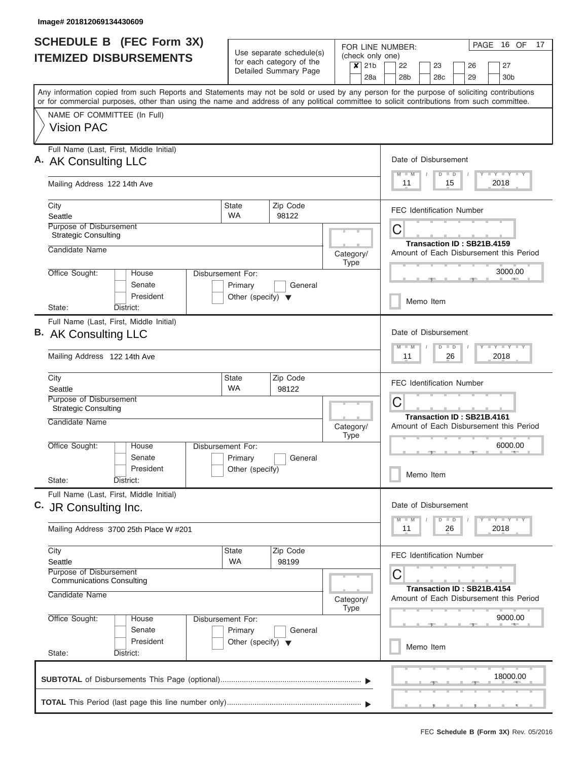Image# 201812069134430609

# SCHEDULE B (FEC Form 3X) ITEMIZED DISBURSEMENTS

Use separate schedule(s) for each category of the Detailed Summary Page

FOR LINE NUMBER: (check only one)

- [x] 21b
- [ ] 22
- [ ] 23
- [ ] 26
- [ ] 27
- [ ] 28a
- [ ] 28b
- [ ] 28c
- [ ] 29
- [ ] 30b

Any information copied from such Reports and Statements may not be sold or used by any person for the purpose of soliciting contributions or for commercial purposes, other than using the name and address of any political committee to solicit contributions from such committee.

NAME OF COMMITTEE (In Full)

**Vision PAC**

---

**A.** Full Name (Last, First, Middle Initial): **AK Consulting LLC**

Mailing Address: 122 14th Ave

City: Seattle | State: WA | Zip Code: 98122

Purpose of Disbursement: Strategic Consulting

Candidate Name:

Category/Type:

Office Sought: House / Senate / President — State: — District:

Disbursement For: Primary / General / Other (specify)

Date of Disbursement: 11 / 15 / 2018

FEC Identification Number: C

Transaction ID : SB21B.4159

Amount of Each Disbursement this Period: 3000.00

Memo Item

---

**B.** Full Name (Last, First, Middle Initial): **AK Consulting LLC**

Mailing Address: 122 14th Ave

City: Seattle | State: WA | Zip Code: 98122

Purpose of Disbursement: Strategic Consulting

Candidate Name:

Category/Type:

Office Sought: House / Senate / President — State: — District:

Disbursement For: Primary / General / Other (specify)

Date of Disbursement: 11 / 26 / 2018

FEC Identification Number: C

Transaction ID : SB21B.4161

Amount of Each Disbursement this Period: 6000.00

Memo Item

---

**C.** Full Name (Last, First, Middle Initial): **JR Consulting Inc.**

Mailing Address: 3700 25th Place W #201

City: Seattle | State: WA | Zip Code: 98199

Purpose of Disbursement: Communications Consulting

Candidate Name:

Category/Type:

Office Sought: House / Senate / President — State: — District:

Disbursement For: Primary / General / Other (specify)

Date of Disbursement: 11 / 26 / 2018

FEC Identification Number: C

Transaction ID : SB21B.4154

Amount of Each Disbursement this Period: 9000.00

Memo Item

---

**SUBTOTAL** of Disbursements This Page (optional): 18000.00

**TOTAL** This Period (last page this line number only):

FEC **Schedule B (Form 3X)** Rev. 05/2016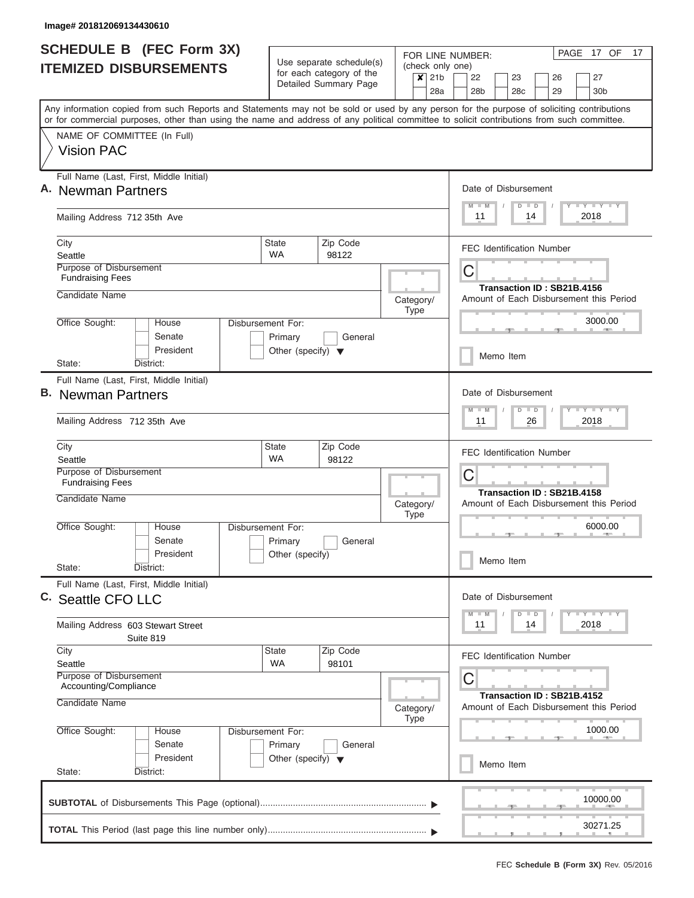Image# 201812069134430610

# SCHEDULE B (FEC Form 3X) ITEMIZED DISBURSEMENTS

Use separate schedule(s) for each category of the Detailed Summary Page

FOR LINE NUMBER: (check only one)

- [x] 21b
- [ ] 22
- [ ] 23
- [ ] 26
- [ ] 27
- [ ] 28a
- [ ] 28b
- [ ] 28c
- [ ] 29
- [ ] 30b

PAGE 17 OF 17

Any information copied from such Reports and Statements may not be sold or used by any person for the purpose of soliciting contributions or for commercial purposes, other than using the name and address of any political committee to solicit contributions from such committee.

NAME OF COMMITTEE (In Full)

Vision PAC

## A.

Full Name (Last, First, Middle Initial): **Newman Partners**

Mailing Address: 712 35th Ave

City: Seattle | State: WA | Zip Code: 98122

Purpose of Disbursement: Fundraising Fees

Candidate Name:

Category/Type:

Office Sought: House / Senate / President

State: District:

Disbursement For: Primary / General / Other (specify)

Date of Disbursement: 11 / 14 / 2018

FEC Identification Number: C

Transaction ID : SB21B.4156

Amount of Each Disbursement this Period: 3000.00

Memo Item

## B.

Full Name (Last, First, Middle Initial): **Newman Partners**

Mailing Address: 712 35th Ave

City: Seattle | State: WA | Zip Code: 98122

Purpose of Disbursement: Fundraising Fees

Candidate Name:

Category/Type:

Office Sought: House / Senate / President

State: District:

Disbursement For: Primary / General / Other (specify)

Date of Disbursement: 11 / 26 / 2018

FEC Identification Number: C

Transaction ID : SB21B.4158

Amount of Each Disbursement this Period: 6000.00

Memo Item

## C.

Full Name (Last, First, Middle Initial): **Seattle CFO LLC**

Mailing Address: 603 Stewart Street, Suite 819

City: Seattle | State: WA | Zip Code: 98101

Purpose of Disbursement: Accounting/Compliance

Candidate Name:

Category/Type:

Office Sought: House / Senate / President

State: District:

Disbursement For: Primary / General / Other (specify)

Date of Disbursement: 11 / 14 / 2018

FEC Identification Number: C

Transaction ID : SB21B.4152

Amount of Each Disbursement this Period: 1000.00

Memo Item

**SUBTOTAL** of Disbursements This Page (optional) ▶ 10000.00

**TOTAL** This Period (last page this line number only) ▶ 30271.25

FEC **Schedule B (Form 3X)** Rev. 05/2016